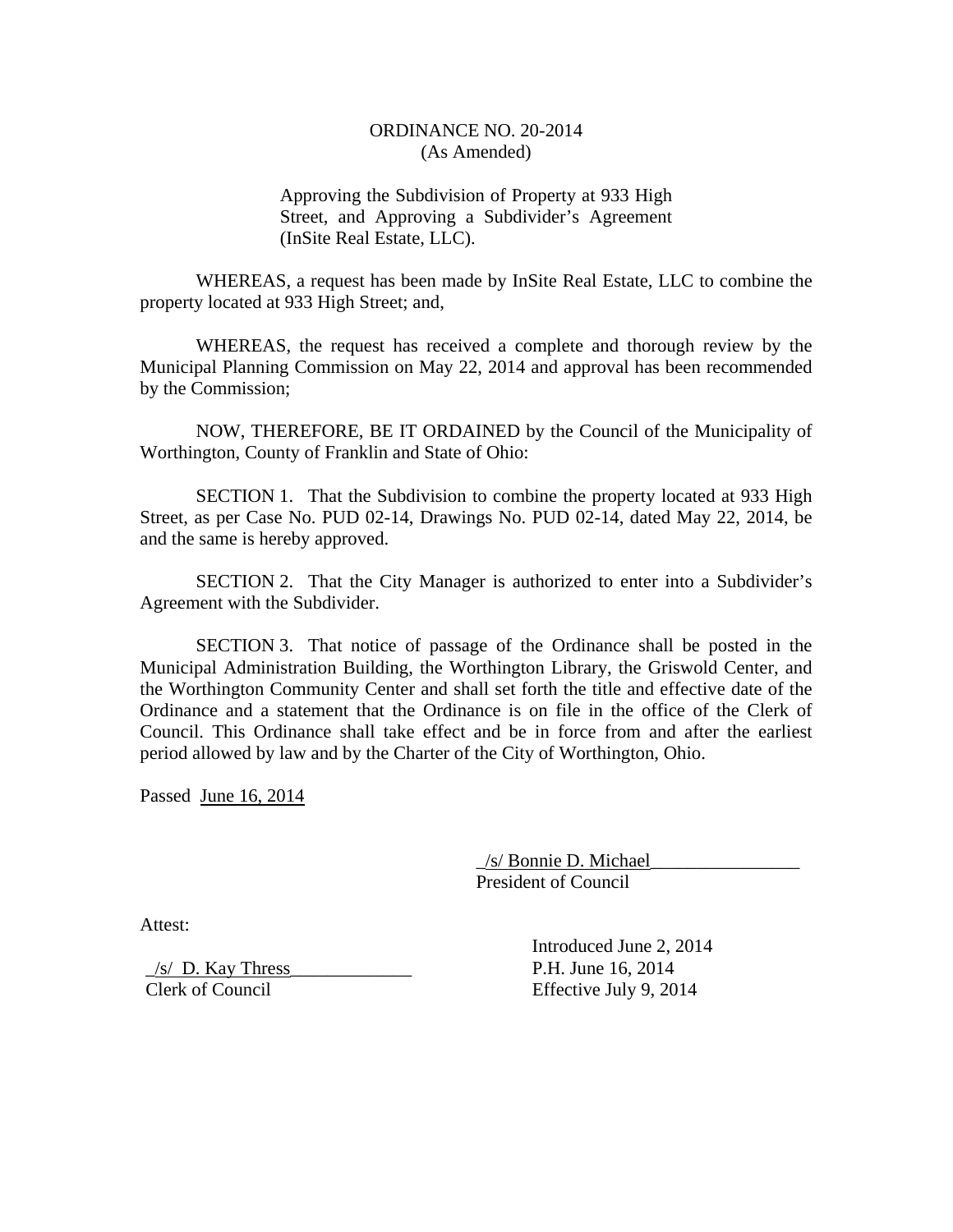# ORDINANCE NO. 20-2014
(As Amended)

Approving the Subdivision of Property at 933 High Street, and Approving a Subdivider's Agreement (InSite Real Estate, LLC).

WHEREAS, a request has been made by InSite Real Estate, LLC to combine the property located at 933 High Street; and,

WHEREAS, the request has received a complete and thorough review by the Municipal Planning Commission on May 22, 2014 and approval has been recommended by the Commission;

NOW, THEREFORE, BE IT ORDAINED by the Council of the Municipality of Worthington, County of Franklin and State of Ohio:

SECTION 1. That the Subdivision to combine the property located at 933 High Street, as per Case No. PUD 02-14, Drawings No. PUD 02-14, dated May 22, 2014, be and the same is hereby approved.

SECTION 2. That the City Manager is authorized to enter into a Subdivider's Agreement with the Subdivider.

SECTION 3. That notice of passage of the Ordinance shall be posted in the Municipal Administration Building, the Worthington Library, the Griswold Center, and the Worthington Community Center and shall set forth the title and effective date of the Ordinance and a statement that the Ordinance is on file in the office of the Clerk of Council. This Ordinance shall take effect and be in force from and after the earliest period allowed by law and by the Charter of the City of Worthington, Ohio.

Passed June 16, 2014

_/s/ Bonnie D. Michael________________
President of Council

Attest:

_/s/ D. Kay Thress_____________
Clerk of Council

Introduced June 2, 2014
P.H. June 16, 2014
Effective July 9, 2014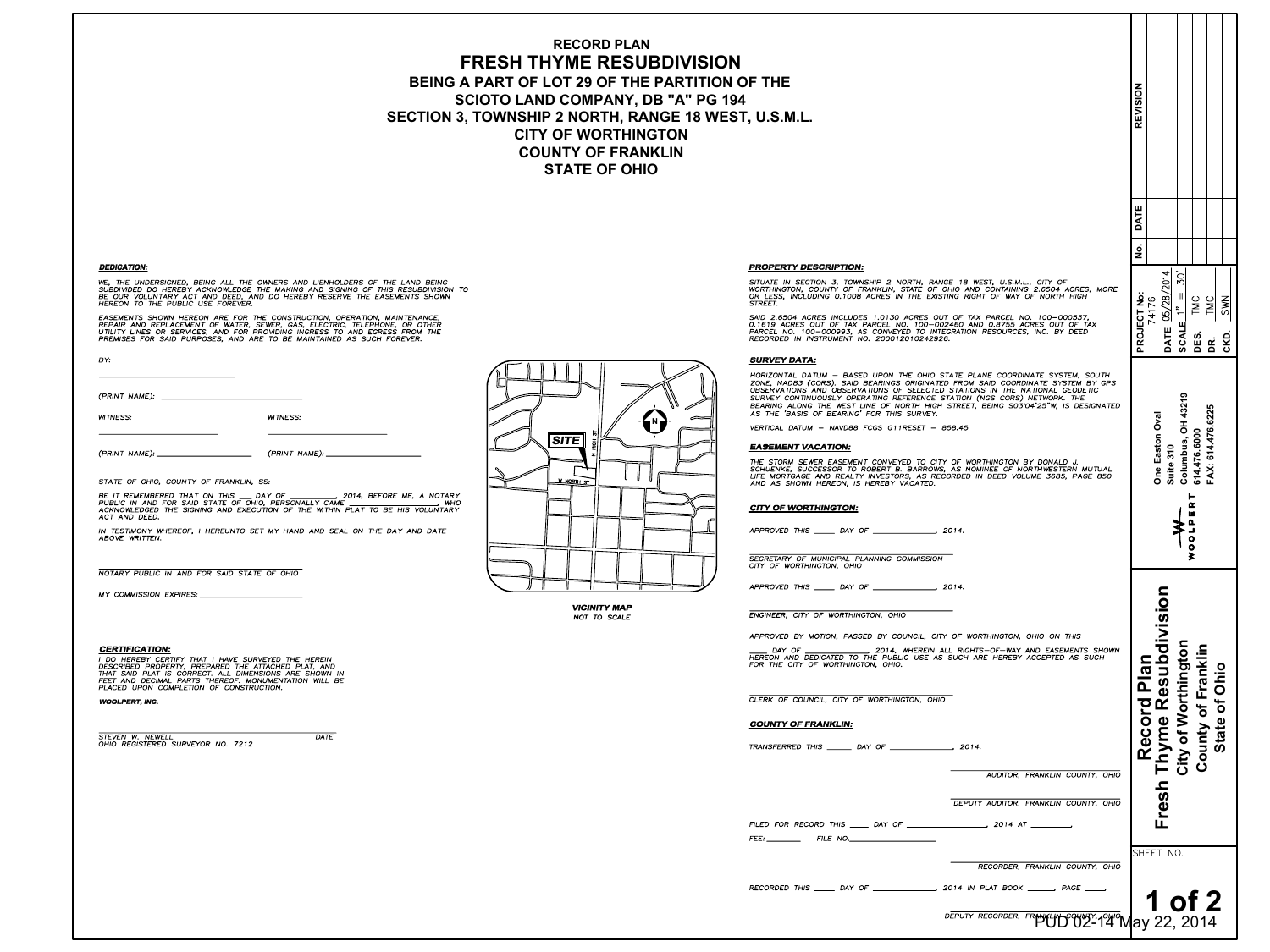# RECORD PLAN
# FRESH THYME RESUBDIVISION

**BEING A PART OF LOT 29 OF THE PARTITION OF THE SCIOTO LAND COMPANY, DB "A" PG 194**
**SECTION 3, TOWNSHIP 2 NORTH, RANGE 18 WEST, U.S.M.L.**
**CITY OF WORTHINGTON**
**COUNTY OF FRANKLIN**
**STATE OF OHIO**

### DEDICATION:

WE, THE UNDERSIGNED, BEING ALL THE OWNERS AND LIENHOLDERS OF THE LAND BEING SUBDIVIDED DO HEREBY ACKNOWLEDGE THE MAKING AND SIGNING OF THIS RESUBDIVISION TO BE OUR VOLUNTARY ACT AND DEED, AND DO HEREBY RESERVE THE EASEMENTS SHOWN HEREON TO THE PUBLIC USE FOREVER.

EASEMENTS SHOWN HEREON ARE FOR THE CONSTRUCTION, OPERATION, MAINTENANCE, REPAIR AND REPLACEMENT OF WATER, SEWER, GAS, ELECTRIC, TELEPHONE, OR OTHER UTILITY LINES OR SERVICES, AND FOR PROVIDING INGRESS TO AND EGRESS FROM THE PREMISES FOR SAID PURPOSES, AND ARE TO BE MAINTAINED AS SUCH FOREVER.

BY: ____________________

(PRINT NAME): ____________________

WITNESS: ____________________ WITNESS: ____________________

(PRINT NAME): ____________________ (PRINT NAME): ____________________

STATE OF OHIO, COUNTY OF FRANKLIN, SS:

BE IT REMEMBERED THAT ON THIS ___ DAY OF __________, 2014, BEFORE ME, A NOTARY PUBLIC IN AND FOR SAID STATE OF OHIO, PERSONALLY CAME ____________________, WHO ACKNOWLEDGED THE SIGNING AND EXECUTION OF THE WITHIN PLAT TO BE HIS VOLUNTARY ACT AND DEED.

IN TESTIMONY WHEREOF, I HEREUNTO SET MY HAND AND SEAL ON THE DAY AND DATE ABOVE WRITTEN.

____________________
NOTARY PUBLIC IN AND FOR SAID STATE OF OHIO

MY COMMISSION EXPIRES: ____________________

### CERTIFICATION:

I DO HEREBY CERTIFY THAT I HAVE SURVEYED THE HEREIN DESCRIBED PROPERTY, PREPARED THE ATTACHED PLAT, AND THAT SAID PLAT IS CORRECT. ALL DIMENSIONS ARE SHOWN IN FEET AND DECIMAL PARTS THEREOF. MONUMENTATION WILL BE PLACED UPON COMPLETION OF CONSTRUCTION.

**WOOLPERT, INC.**

____________________ DATE
STEVEN W. NEWELL
OHIO REGISTERED SURVEYOR NO. 7212

SITE — N HIGH ST — W NORTH ST

**VICINITY MAP**
NOT TO SCALE

### PROPERTY DESCRIPTION:

SITUATE IN SECTION 3, TOWNSHIP 2 NORTH, RANGE 18 WEST, U.S.M.L., CITY OF WORTHINGTON, COUNTY OF FRANKLIN, STATE OF OHIO AND CONTAINING 2.6504 ACRES, MORE OR LESS, INCLUDING 0.1008 ACRES IN THE EXISTING RIGHT OF WAY OF NORTH HIGH STREET.

SAID 2.6504 ACRES INCLUDES 1.0130 ACRES OUT OF TAX PARCEL NO. 100-000537, 0.1619 ACRES OUT OF TAX PARCEL NO. 100-002460 AND 0.8755 ACRES OUT OF TAX PARCEL NO. 100-000993, AS CONVEYED TO INTEGRATION RESOURCES, INC. BY DEED RECORDED IN INSTRUMENT NO. 200012010242926.

### SURVEY DATA:

HORIZONTAL DATUM – BASED UPON THE OHIO STATE PLANE COORDINATE SYSTEM, SOUTH ZONE, NAD83 (CORS). SAID BEARINGS ORIGINATED FROM SAID COORDINATE SYSTEM BY GPS OBSERVATIONS AND OBSERVATIONS OF SELECTED STATIONS IN THE NATIONAL GEODETIC SURVEY CONTINUOUSLY OPERATING REFERENCE STATION (NGS CORS) NETWORK. THE BEARING ALONG THE WEST LINE OF NORTH HIGH STREET, BEING S03°04'25"W, IS DESIGNATED AS THE 'BASIS OF BEARING' FOR THIS SURVEY.

VERTICAL DATUM – NAVD88 FCGS G11RESET – 858.45

### EASEMENT VACATION:

THE STORM SEWER EASEMENT CONVEYED TO CITY OF WORTHINGTON BY DONALD J. SCHUENKE, SUCCESSOR TO ROBERT B. BARROWS, AS NOMINEE OF NORTHWESTERN MUTUAL LIFE MORTGAGE AND REALTY INVESTORS, AS RECORDED IN DEED VOLUME 3685, PAGE 850 AND AS SHOWN HEREON, IS HEREBY VACATED.

### CITY OF WORTHINGTON:

APPROVED THIS ____ DAY OF __________, 2014.

____________________
SECRETARY OF MUNICIPAL PLANNING COMMISSION
CITY OF WORTHINGTON, OHIO

APPROVED THIS ____ DAY OF __________, 2014.

____________________
ENGINEER, CITY OF WORTHINGTON, OHIO

APPROVED BY MOTION, PASSED BY COUNCIL, CITY OF WORTHINGTON, OHIO ON THIS ____ DAY OF __________, 2014, WHEREIN ALL RIGHTS-OF-WAY AND EASEMENTS SHOWN HEREON AND DEDICATED TO THE PUBLIC USE AS SUCH ARE HEREBY ACCEPTED AS SUCH FOR THE CITY OF WORTHINGTON, OHIO.

____________________
CLERK OF COUNCIL, CITY OF WORTHINGTON, OHIO

### COUNTY OF FRANKLIN:

TRANSFERRED THIS _____ DAY OF __________, 2014.

____________________
AUDITOR, FRANKLIN COUNTY, OHIO

____________________
DEPUTY AUDITOR, FRANKLIN COUNTY, OHIO

FILED FOR RECORD THIS ____ DAY OF __________, 2014 AT ________.

FEE: ________ FILE NO. ____________

____________________
RECORDER, FRANKLIN COUNTY, OHIO

RECORDED THIS ____ DAY OF __________, 2014 IN PLAT BOOK _____, PAGE ____.

____________________
DEPUTY RECORDER, FRANKLIN COUNTY, OHIO

| No. | DATE | REVISION |
|---|---|---|
| | | |

PROJECT No: 74176
DATE 05/28/2014
SCALE 1" = 30'
DES. TMC
DR. TMC
CKD. SWN

WOOLPERT
One Easton Oval
Suite 310
Columbus, OH 43219
614.476.6000
FAX: 614.476.6225

**Record Plan**
**Fresh Thyme Resubdivision**
**City of Worthington**
**County of Franklin**
**State of Ohio**

SHEET NO. **1 of 2**

PUD 02-14 May 22, 2014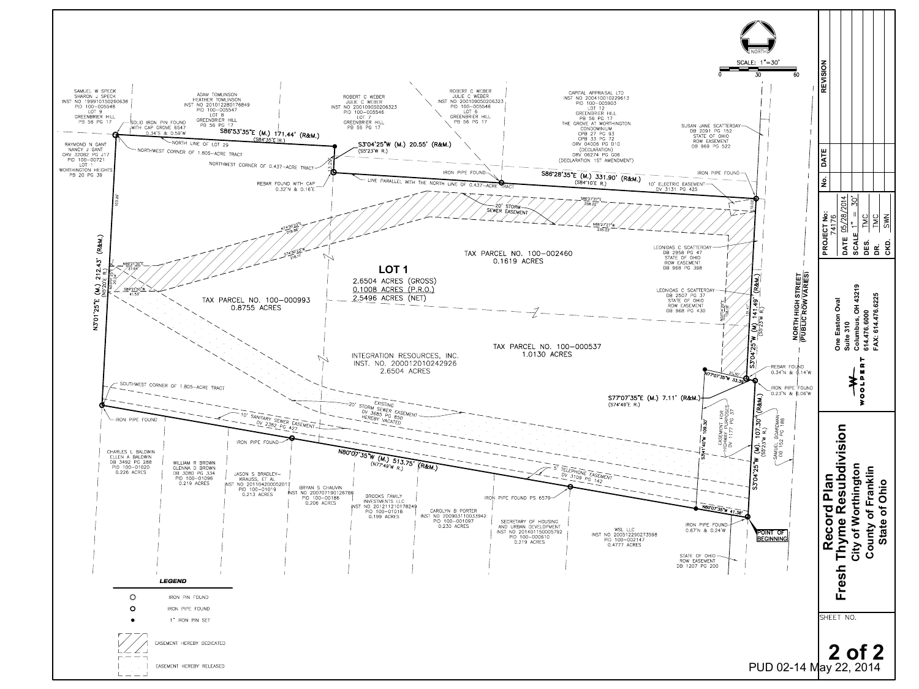# Record Plan
## Fresh Thyme Resubdivision
### City of Worthington
### County of Franklin
### State of Ohio

SCALE: 1"=30'

0 30 60

NORTH

| PROJECT No: | 74176 |
| --- | --- |
| DATE | 05/28/2014 |
| SCALE | 1" = 30' |
| DES. | TMC |
| DR. | TMC |
| CKD. | SWN |

| No. | DATE | REVISION |
| --- | --- | --- |
| | | |

WOOLPERT

One Easton Oval
Suite 310
Columbus, OH 43219
614.476.6000
FAX: 614.476.6225

SHEET NO.

**LOT 1**

2.6504 ACRES (GROSS)
0.1008 ACRES (P.R.O.)
2.5496 ACRES (NET)

TAX PARCEL NO. 100-002460
0.1619 ACRES

TAX PARCEL NO. 100-000993
0.8755 ACRES

TAX PARCEL NO. 100-000537
1.0130 ACRES

INTEGRATION RESOURCES, INC.
INST. NO. 200012010242926
2.6504 ACRES

NORTH HIGH STREET
(PUBLIC ROW VARIES)

POINT OF BEGINNING

S86°53'35"E (M.) 171.44' (R&M.) (S84°35'E R.)

S3°04'25"W (M.) 20.55' (R&M.) (S5°23'W R.)

S86°28'35"E (M.) 331.90' (R&M.) (S84°10'E R.)

S3°04'25"W (M) 141.49' (R&M.) (S5°23'W R.)

S77°07'35"E (M.) 7.11' (R&M.) (S74°49'E R.)

S3°04'25"W (M). 107.30' (R&M.) (S5°23'W R.)

N80°07'35"W 41.38'

N80°07'35"W (M.) 513.75' (R&M.) (N77°49'W R.)

N3°01'25"E (M.) 212.43' (R&M.) (N5°20'E R.)

N77°07'35"W 33.38'

S3°41'40"W 109.30'

N74°30'23"E 218.86'

S74°30'23"W 218.11'

N89°21'50"E 37.64'

S89°21'50"W 41.53'

S86°27'27"E 258.22'

N86°21'27"W 235.03'

NORTH LINE OF LOT 29

NORTHWEST CORNER OF 1.805-ACRE TRACT

NORTHWEST CORNER OF 0.437-ACRE TRACT

SOUTHWEST CORNER OF 1.805-ACRE TRACT

LINE PARALLEL WITH THE NORTH LINE OF 0.437-ACRE TRACT

SOLID IRON PIN FOUND WITH CAP GROVE 6547 0.34'S & 0.59'W

REBAR FOUND WITH CAP 0.32'N & 0.16'E

REBAR FOUND 0.34'N & 0.14'W

IRON PIPE FOUND 0.23'N & 0.06'W

IRON PIPE FOUND 0.67'N & 0.24'W

IRON PIPE FOUND PS 6579

IRON PIPE FOUND

20' STORM SEWER EASEMENT

10' ELECTRIC EASEMENT DV 3131 PG 425

EXISTING 20' STORM SEWER EASEMENT DV 3685 PG 850 HEREBY VACATED

10' SANITARY SEWER EASEMENT DV 2382 PG 427

5' TELEPHONE EASEMENT DV 3109 PG 142

EASEMENT FOR HIGHWAY PURPOSES DV 1177 PG 37

SAMUEL W SPECK, SHARON J SPECK, INST NO 199910150260638, PID 100-005548, LOT 9, GREENBRIER HILL, PB 56 PG 17

ADAM TOMLINSON, HEATHER TOMLINSON, INST NO 201012280176849, PID 100-005547, LOT 8, GREENBRIER HILL, PB 56 PG 17

ROBERT C WEBER, JULIE C WEBER, INST NO 200109050206323, PID 100-005546, LOT 7, GREENBRIER HILL, PB 56 PG 17

ROBERT C WEBER, JULIE C WEBER, INST NO 200109050206323, PID 100-005546, LOT 6, GREENBRIER HILL, PB 56 PG 17

CAPITAL APPRAISAL LTD, INST NO 200410010229613, PID 100-005903, LOT 12, GREENBRIER HILL, PB 56 PG 17, THE GROVE AT WORTHINGTON CONDOMINIUM, CPB 27 PG 93, CPB 33 PG 72, ORV 04006 PG D10 (DECLARATION), ORV 06274 PG G06 (DECLARATION 15th AMENDMENT)

SUSAN JANE SCATTERDAY, DB 2091 PG 152, STATE OF OHIO ROW EASEMENT, DB 969 PG 522

RAYMOND N GANT, NANCY J GANT, ORV 32082 PG J17, PID 100-00721, LOT 1, WORTHINGTON HEIGHTS, PB 20 PG 39

LEONIDAS C SCATTERDAY, DB 2958 PG 47, STATE OF OHIO ROW EASEMENT, DB 968 PG 398

LEONIDAS C SCATTERDAY, DB 2507 PG 37, STATE OF OHIO ROW EASEMENT, DB 968 PG 430

SAMUEL BOARDMAN, DB 152 PG 188

CHARLES L BALDWIN, ELLEN A BALDWIN, DB 3492 PG 288, PID 100-01020, 0.226 ACRES

WILLIAM R BROWN, GLENNA D BROWN, DB 3080 PG 334, PID 100-01096, 0.219 ACRES

JASON S BRADLEY-KRAUSS, ET AL, INST NO 201104200052017, PID 100-01019, 0.213 ACRES

BRYAN S CHAUVIN, INST NO 200707190126786, PID 100-00186, 0.206 ACRES

BROOKS FAMILY INVESTMENTS LLC, INST NO 201211210178249, PID 100-01018, 0.199 ACRES

CAROLYN B PORTER, INST NO 200903110033942, PID 100-001097, 0.230 ACRES

SECRETARY OF HOUSING AND URBAN DEVELOPMENT, INST NO 201401150005792, PID 100-000610, 0.219 ACRES

WSL LLC, INST NO 200512290273598, PID 100-002147, 0.4777 ACRES

STATE OF OHIO ROW EASEMENT, DB 1207 PG 200

### LEGEND

- ◎ IRON PIN FOUND
- ○ IRON PIPE FOUND
- ● 1" IRON PIN SET
- EASEMENT HEREBY DEDICATED
- EASEMENT HEREBY RELEASED

PUD 02-14 May 22, 2014